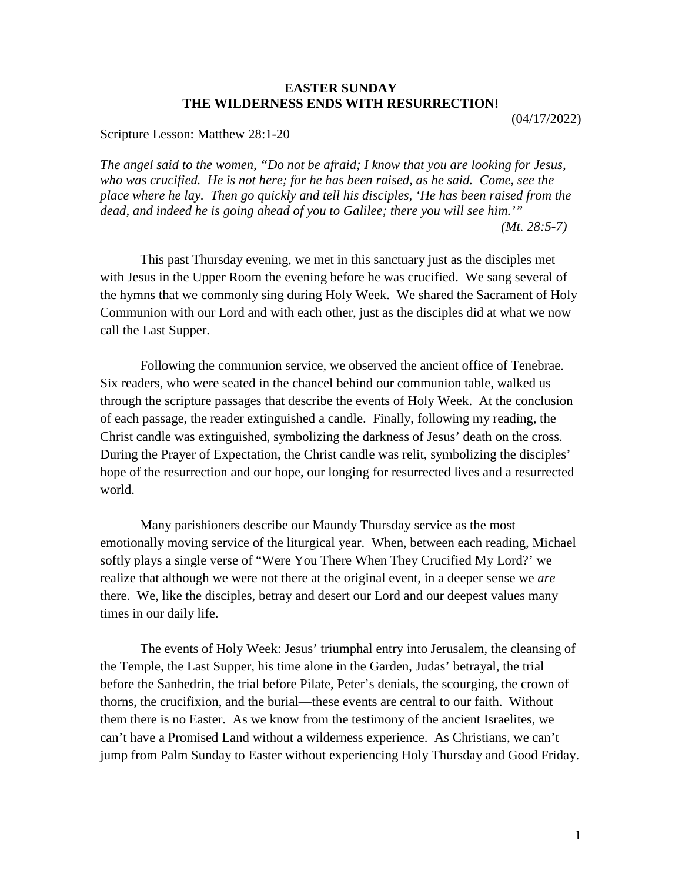**EASTER SUNDAY**
**THE WILDERNESS ENDS WITH RESURRECTION!**

(04/17/2022)

Scripture Lesson: Matthew 28:1-20

*The angel said to the women, "Do not be afraid; I know that you are looking for Jesus, who was crucified. He is not here; for he has been raised, as he said. Come, see the place where he lay. Then go quickly and tell his disciples, 'He has been raised from the dead, and indeed he is going ahead of you to Galilee; there you will see him.'"*
*(Mt. 28:5-7)*

This past Thursday evening, we met in this sanctuary just as the disciples met with Jesus in the Upper Room the evening before he was crucified. We sang several of the hymns that we commonly sing during Holy Week. We shared the Sacrament of Holy Communion with our Lord and with each other, just as the disciples did at what we now call the Last Supper.

Following the communion service, we observed the ancient office of Tenebrae. Six readers, who were seated in the chancel behind our communion table, walked us through the scripture passages that describe the events of Holy Week. At the conclusion of each passage, the reader extinguished a candle. Finally, following my reading, the Christ candle was extinguished, symbolizing the darkness of Jesus' death on the cross. During the Prayer of Expectation, the Christ candle was relit, symbolizing the disciples' hope of the resurrection and our hope, our longing for resurrected lives and a resurrected world.

Many parishioners describe our Maundy Thursday service as the most emotionally moving service of the liturgical year. When, between each reading, Michael softly plays a single verse of "Were You There When They Crucified My Lord?' we realize that although we were not there at the original event, in a deeper sense we *are* there. We, like the disciples, betray and desert our Lord and our deepest values many times in our daily life.

The events of Holy Week: Jesus' triumphal entry into Jerusalem, the cleansing of the Temple, the Last Supper, his time alone in the Garden, Judas' betrayal, the trial before the Sanhedrin, the trial before Pilate, Peter's denials, the scourging, the crown of thorns, the crucifixion, and the burial—these events are central to our faith. Without them there is no Easter. As we know from the testimony of the ancient Israelites, we can't have a Promised Land without a wilderness experience. As Christians, we can't jump from Palm Sunday to Easter without experiencing Holy Thursday and Good Friday.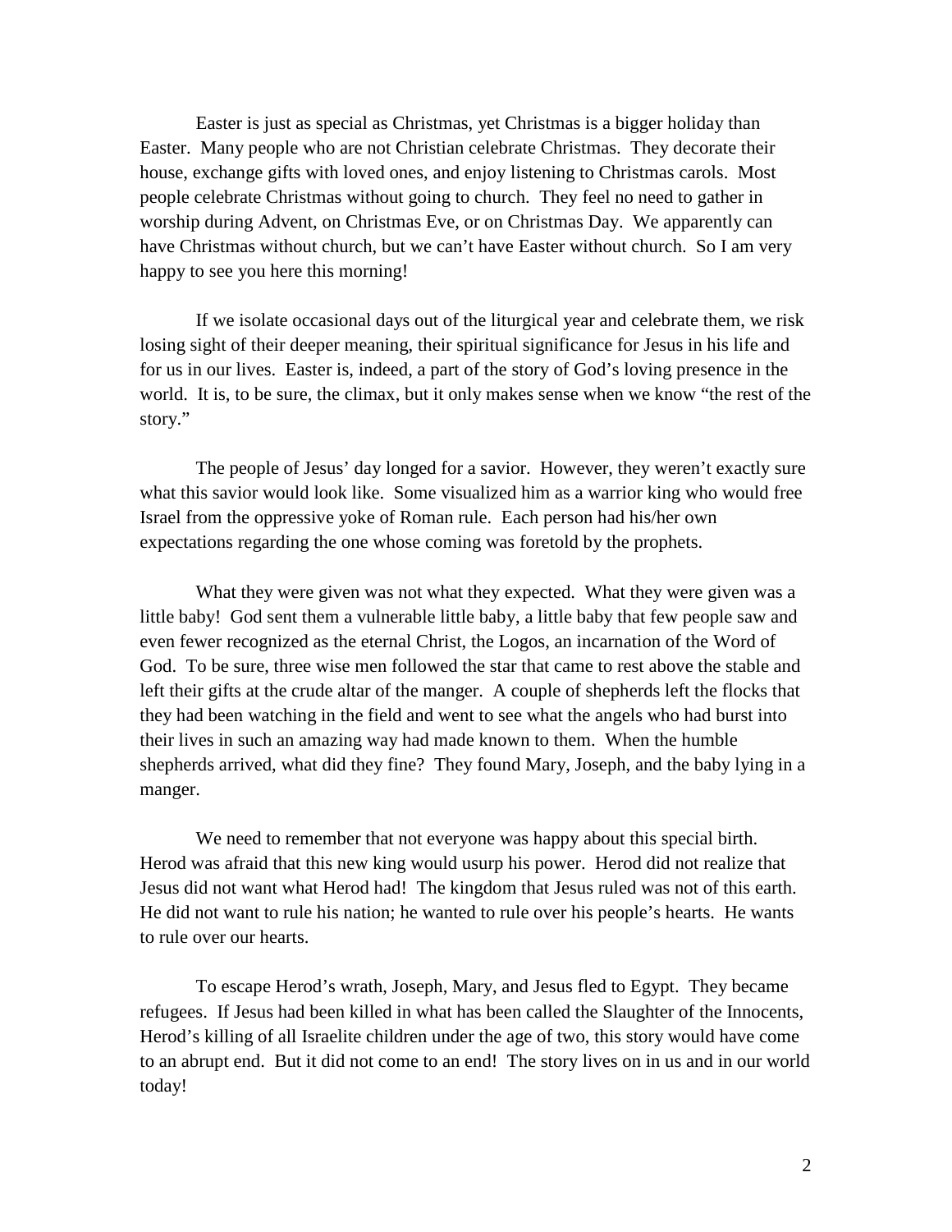Easter is just as special as Christmas, yet Christmas is a bigger holiday than Easter. Many people who are not Christian celebrate Christmas. They decorate their house, exchange gifts with loved ones, and enjoy listening to Christmas carols. Most people celebrate Christmas without going to church. They feel no need to gather in worship during Advent, on Christmas Eve, or on Christmas Day. We apparently can have Christmas without church, but we can't have Easter without church. So I am very happy to see you here this morning!

If we isolate occasional days out of the liturgical year and celebrate them, we risk losing sight of their deeper meaning, their spiritual significance for Jesus in his life and for us in our lives. Easter is, indeed, a part of the story of God's loving presence in the world. It is, to be sure, the climax, but it only makes sense when we know "the rest of the story."

The people of Jesus' day longed for a savior. However, they weren't exactly sure what this savior would look like. Some visualized him as a warrior king who would free Israel from the oppressive yoke of Roman rule. Each person had his/her own expectations regarding the one whose coming was foretold by the prophets.

What they were given was not what they expected. What they were given was a little baby! God sent them a vulnerable little baby, a little baby that few people saw and even fewer recognized as the eternal Christ, the Logos, an incarnation of the Word of God. To be sure, three wise men followed the star that came to rest above the stable and left their gifts at the crude altar of the manger. A couple of shepherds left the flocks that they had been watching in the field and went to see what the angels who had burst into their lives in such an amazing way had made known to them. When the humble shepherds arrived, what did they fine? They found Mary, Joseph, and the baby lying in a manger.

We need to remember that not everyone was happy about this special birth. Herod was afraid that this new king would usurp his power. Herod did not realize that Jesus did not want what Herod had! The kingdom that Jesus ruled was not of this earth. He did not want to rule his nation; he wanted to rule over his people's hearts. He wants to rule over our hearts.

To escape Herod's wrath, Joseph, Mary, and Jesus fled to Egypt. They became refugees. If Jesus had been killed in what has been called the Slaughter of the Innocents, Herod's killing of all Israelite children under the age of two, this story would have come to an abrupt end. But it did not come to an end! The story lives on in us and in our world today!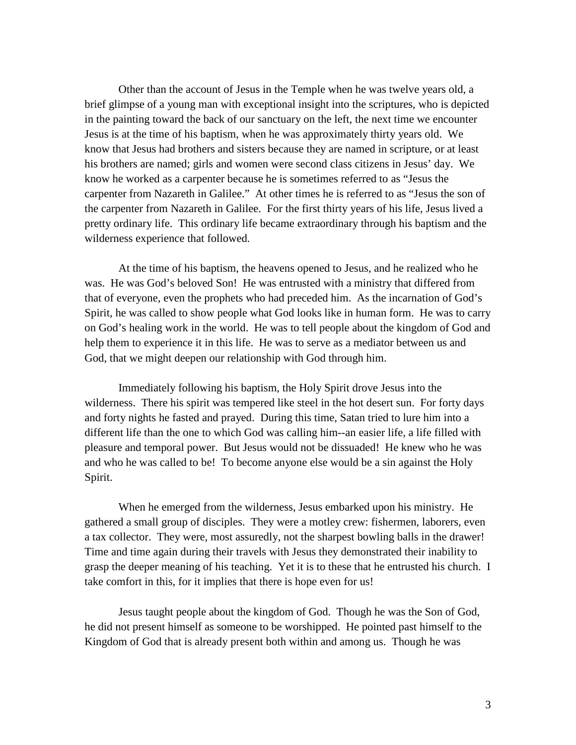Other than the account of Jesus in the Temple when he was twelve years old, a brief glimpse of a young man with exceptional insight into the scriptures, who is depicted in the painting toward the back of our sanctuary on the left, the next time we encounter Jesus is at the time of his baptism, when he was approximately thirty years old. We know that Jesus had brothers and sisters because they are named in scripture, or at least his brothers are named; girls and women were second class citizens in Jesus' day. We know he worked as a carpenter because he is sometimes referred to as "Jesus the carpenter from Nazareth in Galilee." At other times he is referred to as "Jesus the son of the carpenter from Nazareth in Galilee. For the first thirty years of his life, Jesus lived a pretty ordinary life. This ordinary life became extraordinary through his baptism and the wilderness experience that followed.

At the time of his baptism, the heavens opened to Jesus, and he realized who he was. He was God's beloved Son! He was entrusted with a ministry that differed from that of everyone, even the prophets who had preceded him. As the incarnation of God's Spirit, he was called to show people what God looks like in human form. He was to carry on God's healing work in the world. He was to tell people about the kingdom of God and help them to experience it in this life. He was to serve as a mediator between us and God, that we might deepen our relationship with God through him.

Immediately following his baptism, the Holy Spirit drove Jesus into the wilderness. There his spirit was tempered like steel in the hot desert sun. For forty days and forty nights he fasted and prayed. During this time, Satan tried to lure him into a different life than the one to which God was calling him--an easier life, a life filled with pleasure and temporal power. But Jesus would not be dissuaded! He knew who he was and who he was called to be! To become anyone else would be a sin against the Holy Spirit.

When he emerged from the wilderness, Jesus embarked upon his ministry. He gathered a small group of disciples. They were a motley crew: fishermen, laborers, even a tax collector. They were, most assuredly, not the sharpest bowling balls in the drawer! Time and time again during their travels with Jesus they demonstrated their inability to grasp the deeper meaning of his teaching. Yet it is to these that he entrusted his church. I take comfort in this, for it implies that there is hope even for us!

Jesus taught people about the kingdom of God. Though he was the Son of God, he did not present himself as someone to be worshipped. He pointed past himself to the Kingdom of God that is already present both within and among us. Though he was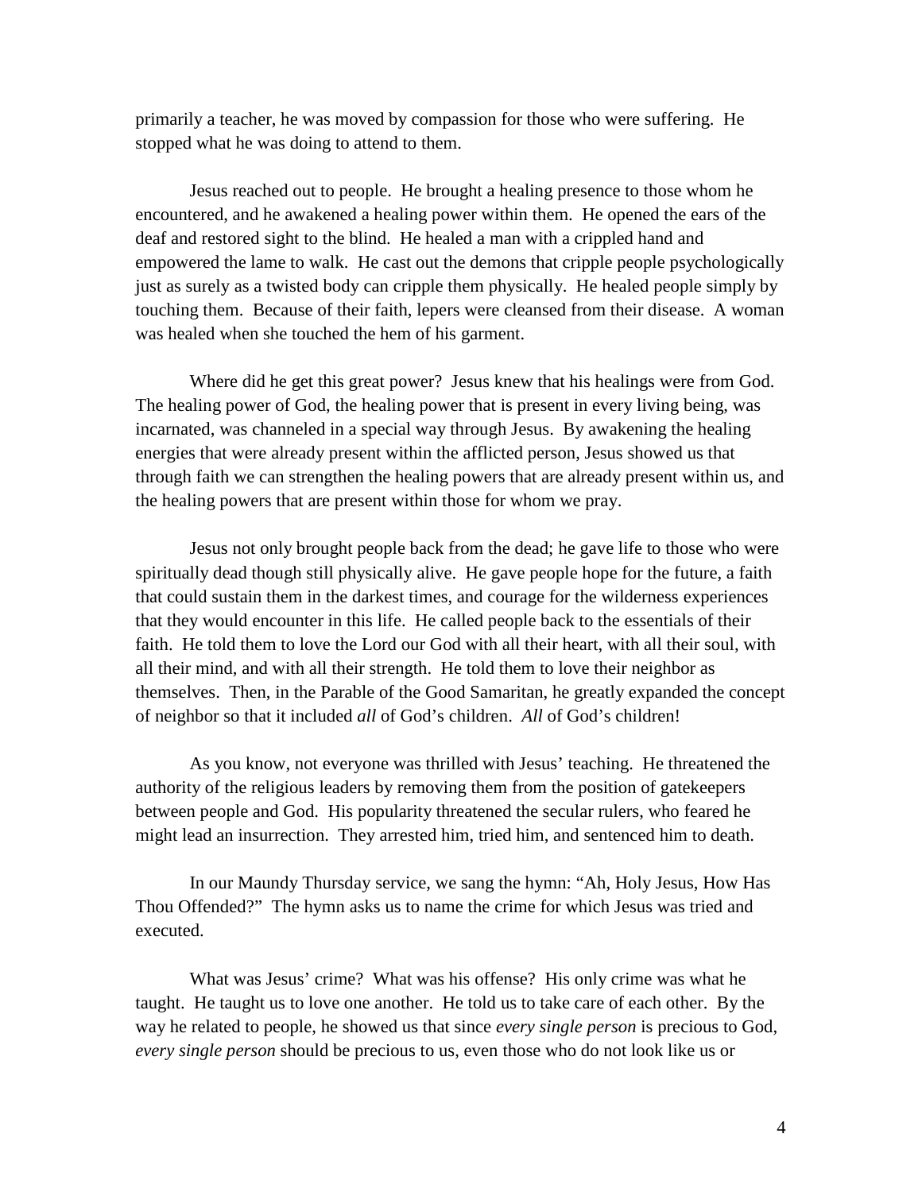primarily a teacher, he was moved by compassion for those who were suffering. He stopped what he was doing to attend to them.

Jesus reached out to people. He brought a healing presence to those whom he encountered, and he awakened a healing power within them. He opened the ears of the deaf and restored sight to the blind. He healed a man with a crippled hand and empowered the lame to walk. He cast out the demons that cripple people psychologically just as surely as a twisted body can cripple them physically. He healed people simply by touching them. Because of their faith, lepers were cleansed from their disease. A woman was healed when she touched the hem of his garment.

Where did he get this great power? Jesus knew that his healings were from God. The healing power of God, the healing power that is present in every living being, was incarnated, was channeled in a special way through Jesus. By awakening the healing energies that were already present within the afflicted person, Jesus showed us that through faith we can strengthen the healing powers that are already present within us, and the healing powers that are present within those for whom we pray.

Jesus not only brought people back from the dead; he gave life to those who were spiritually dead though still physically alive. He gave people hope for the future, a faith that could sustain them in the darkest times, and courage for the wilderness experiences that they would encounter in this life. He called people back to the essentials of their faith. He told them to love the Lord our God with all their heart, with all their soul, with all their mind, and with all their strength. He told them to love their neighbor as themselves. Then, in the Parable of the Good Samaritan, he greatly expanded the concept of neighbor so that it included *all* of God's children. *All* of God's children!

As you know, not everyone was thrilled with Jesus' teaching. He threatened the authority of the religious leaders by removing them from the position of gatekeepers between people and God. His popularity threatened the secular rulers, who feared he might lead an insurrection. They arrested him, tried him, and sentenced him to death.

In our Maundy Thursday service, we sang the hymn: "Ah, Holy Jesus, How Has Thou Offended?" The hymn asks us to name the crime for which Jesus was tried and executed.

What was Jesus' crime? What was his offense? His only crime was what he taught. He taught us to love one another. He told us to take care of each other. By the way he related to people, he showed us that since *every single person* is precious to God, *every single person* should be precious to us, even those who do not look like us or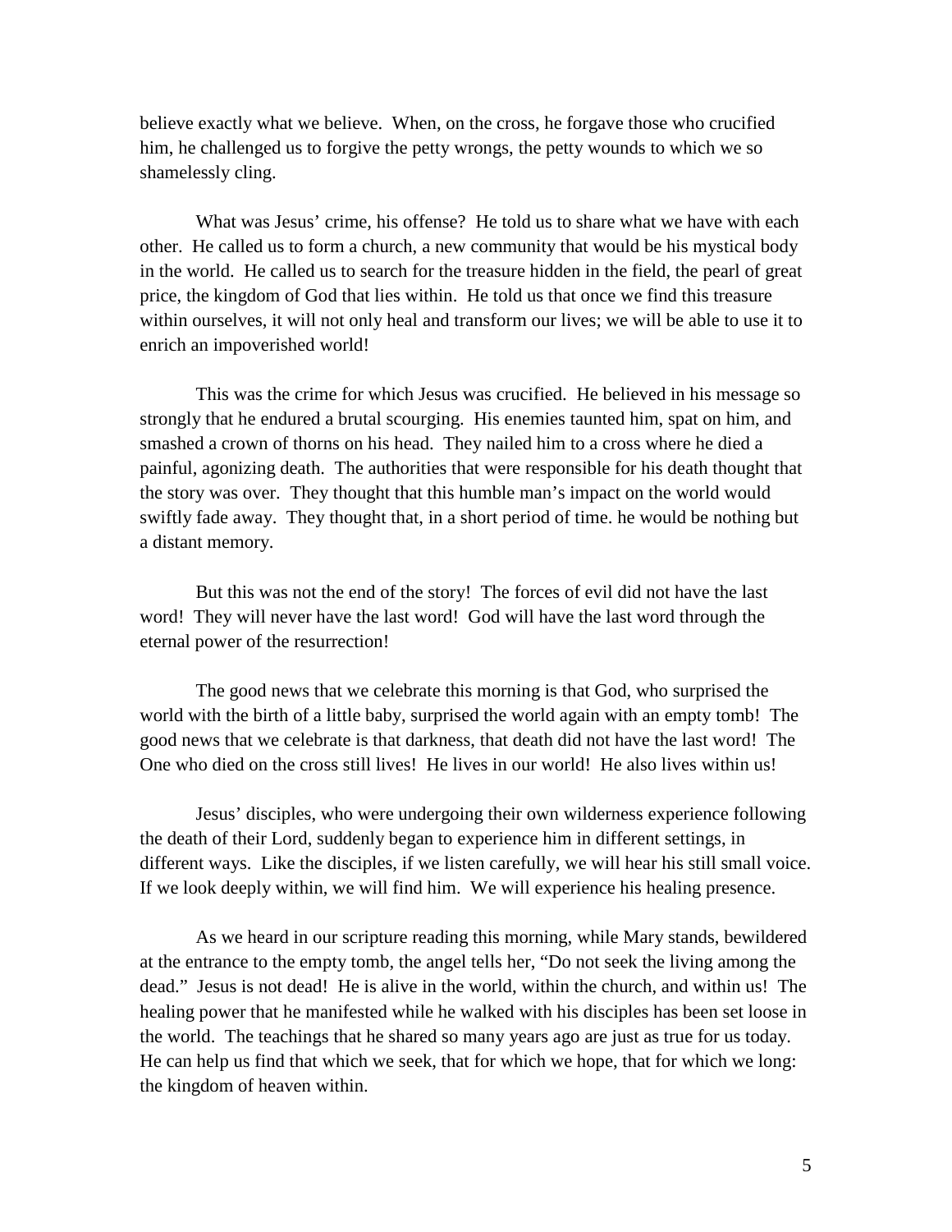believe exactly what we believe. When, on the cross, he forgave those who crucified him, he challenged us to forgive the petty wrongs, the petty wounds to which we so shamelessly cling.

What was Jesus' crime, his offense? He told us to share what we have with each other. He called us to form a church, a new community that would be his mystical body in the world. He called us to search for the treasure hidden in the field, the pearl of great price, the kingdom of God that lies within. He told us that once we find this treasure within ourselves, it will not only heal and transform our lives; we will be able to use it to enrich an impoverished world!

This was the crime for which Jesus was crucified. He believed in his message so strongly that he endured a brutal scourging. His enemies taunted him, spat on him, and smashed a crown of thorns on his head. They nailed him to a cross where he died a painful, agonizing death. The authorities that were responsible for his death thought that the story was over. They thought that this humble man's impact on the world would swiftly fade away. They thought that, in a short period of time. he would be nothing but a distant memory.

But this was not the end of the story! The forces of evil did not have the last word! They will never have the last word! God will have the last word through the eternal power of the resurrection!

The good news that we celebrate this morning is that God, who surprised the world with the birth of a little baby, surprised the world again with an empty tomb! The good news that we celebrate is that darkness, that death did not have the last word! The One who died on the cross still lives! He lives in our world! He also lives within us!

Jesus' disciples, who were undergoing their own wilderness experience following the death of their Lord, suddenly began to experience him in different settings, in different ways. Like the disciples, if we listen carefully, we will hear his still small voice. If we look deeply within, we will find him. We will experience his healing presence.

As we heard in our scripture reading this morning, while Mary stands, bewildered at the entrance to the empty tomb, the angel tells her, "Do not seek the living among the dead." Jesus is not dead! He is alive in the world, within the church, and within us! The healing power that he manifested while he walked with his disciples has been set loose in the world. The teachings that he shared so many years ago are just as true for us today. He can help us find that which we seek, that for which we hope, that for which we long: the kingdom of heaven within.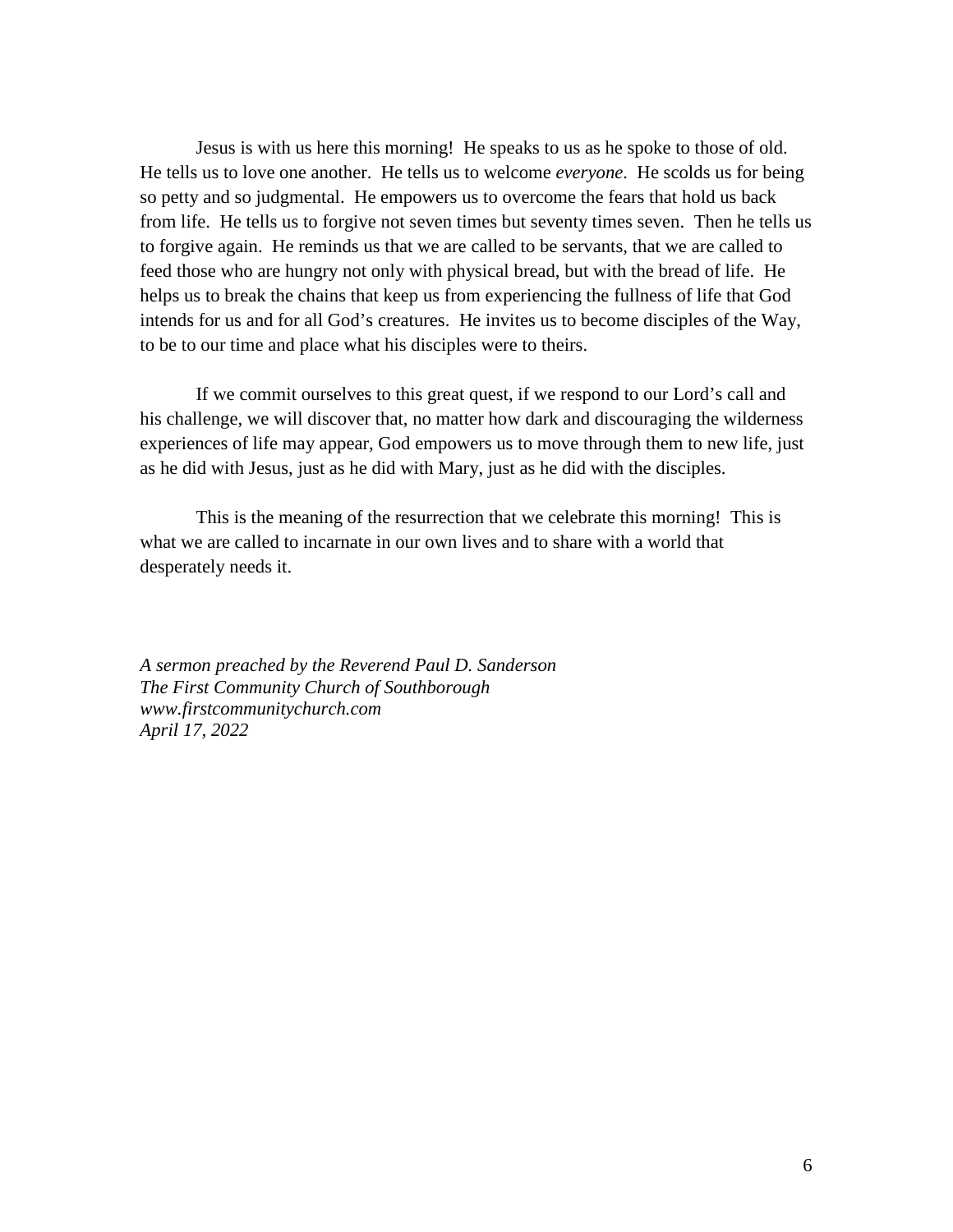Jesus is with us here this morning! He speaks to us as he spoke to those of old. He tells us to love one another. He tells us to welcome *everyone*. He scolds us for being so petty and so judgmental. He empowers us to overcome the fears that hold us back from life. He tells us to forgive not seven times but seventy times seven. Then he tells us to forgive again. He reminds us that we are called to be servants, that we are called to feed those who are hungry not only with physical bread, but with the bread of life. He helps us to break the chains that keep us from experiencing the fullness of life that God intends for us and for all God's creatures. He invites us to become disciples of the Way, to be to our time and place what his disciples were to theirs.

If we commit ourselves to this great quest, if we respond to our Lord's call and his challenge, we will discover that, no matter how dark and discouraging the wilderness experiences of life may appear, God empowers us to move through them to new life, just as he did with Jesus, just as he did with Mary, just as he did with the disciples.

This is the meaning of the resurrection that we celebrate this morning! This is what we are called to incarnate in our own lives and to share with a world that desperately needs it.

*A sermon preached by the Reverend Paul D. Sanderson*
*The First Community Church of Southborough*
*www.firstcommunitychurch.com*
*April 17, 2022*